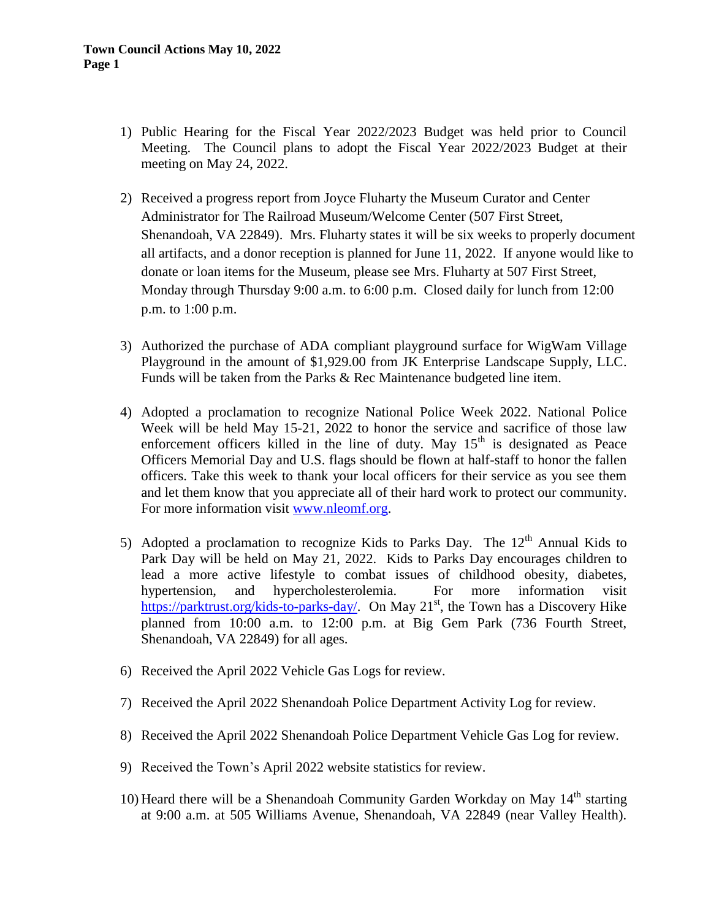**Town Council Actions May 10, 2022**

1) Public Hearing for the Fiscal Year 2022/2023 Budget was held prior to Council Meeting. The Council plans to adopt the Fiscal Year 2022/2023 Budget at their meeting on May 24, 2022.

2) Received a progress report from Joyce Fluharty the Museum Curator and Center Administrator for The Railroad Museum/Welcome Center (507 First Street, Shenandoah, VA 22849). Mrs. Fluharty states it will be six weeks to properly document all artifacts, and a donor reception is planned for June 11, 2022. If anyone would like to donate or loan items for the Museum, please see Mrs. Fluharty at 507 First Street, Monday through Thursday 9:00 a.m. to 6:00 p.m. Closed daily for lunch from 12:00 p.m. to 1:00 p.m.

3) Authorized the purchase of ADA compliant playground surface for WigWam Village Playground in the amount of $1,929.00 from JK Enterprise Landscape Supply, LLC. Funds will be taken from the Parks & Rec Maintenance budgeted line item.

4) Adopted a proclamation to recognize National Police Week 2022. National Police Week will be held May 15-21, 2022 to honor the service and sacrifice of those law enforcement officers killed in the line of duty. May 15th is designated as Peace Officers Memorial Day and U.S. flags should be flown at half-staff to honor the fallen officers. Take this week to thank your local officers for their service as you see them and let them know that you appreciate all of their hard work to protect our community. For more information visit [www.nleomf.org](http://www.nleomf.org).

5) Adopted a proclamation to recognize Kids to Parks Day. The 12th Annual Kids to Park Day will be held on May 21, 2022. Kids to Parks Day encourages children to lead a more active lifestyle to combat issues of childhood obesity, diabetes, hypertension, and hypercholesterolemia. For more information visit [https://parktrust.org/kids-to-parks-day/](https://parktrust.org/kids-to-parks-day/). On May 21st, the Town has a Discovery Hike planned from 10:00 a.m. to 12:00 p.m. at Big Gem Park (736 Fourth Street, Shenandoah, VA 22849) for all ages.

6) Received the April 2022 Vehicle Gas Logs for review.

7) Received the April 2022 Shenandoah Police Department Activity Log for review.

8) Received the April 2022 Shenandoah Police Department Vehicle Gas Log for review.

9) Received the Town's April 2022 website statistics for review.

10) Heard there will be a Shenandoah Community Garden Workday on May 14th starting at 9:00 a.m. at 505 Williams Avenue, Shenandoah, VA 22849 (near Valley Health).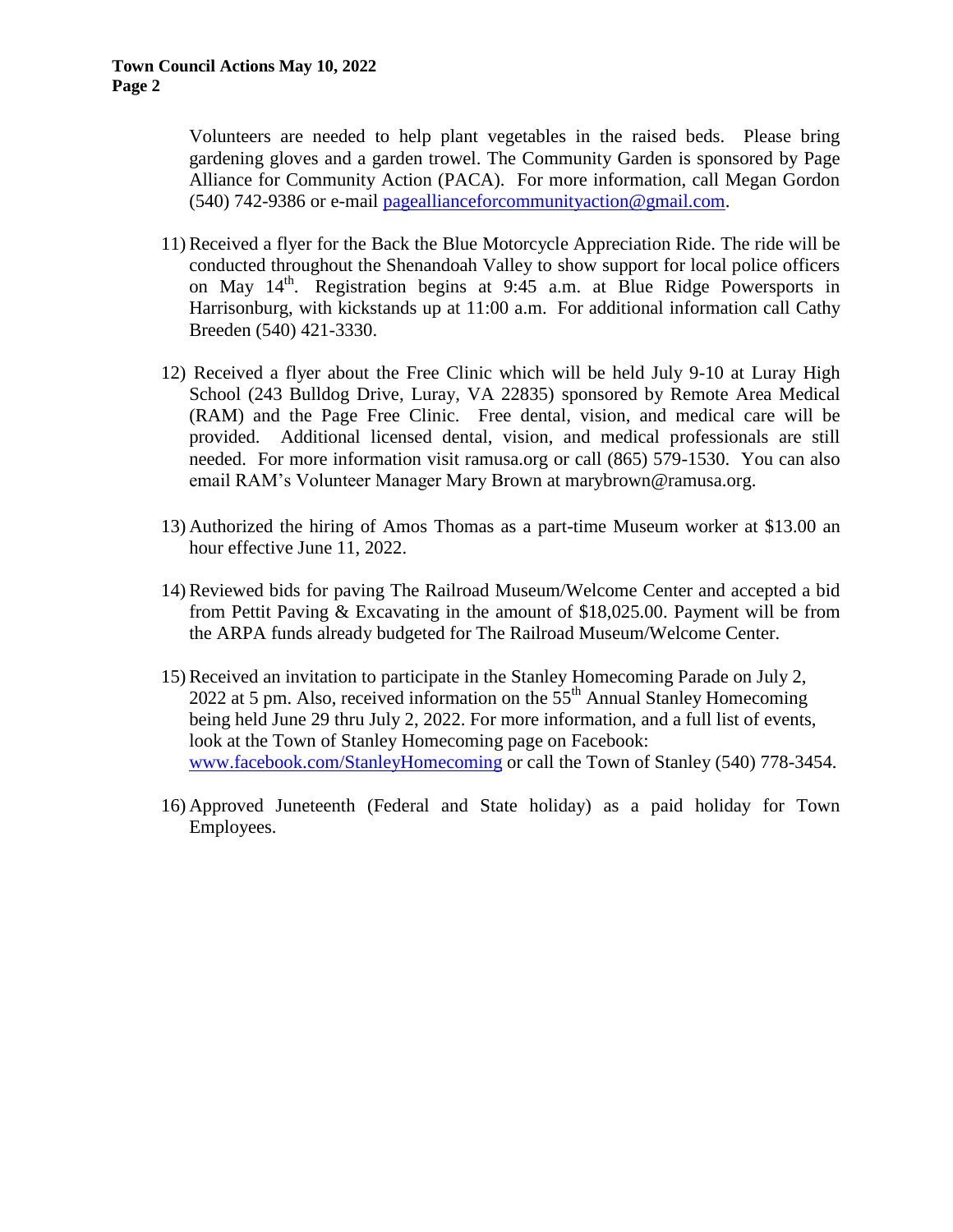Volunteers are needed to help plant vegetables in the raised beds. Please bring gardening gloves and a garden trowel. The Community Garden is sponsored by Page Alliance for Community Action (PACA). For more information, call Megan Gordon (540) 742-9386 or e-mail pageallianceforcommunityaction@gmail.com.

11) Received a flyer for the Back the Blue Motorcycle Appreciation Ride. The ride will be conducted throughout the Shenandoah Valley to show support for local police officers on May 14th. Registration begins at 9:45 a.m. at Blue Ridge Powersports in Harrisonburg, with kickstands up at 11:00 a.m. For additional information call Cathy Breeden (540) 421-3330.

12) Received a flyer about the Free Clinic which will be held July 9-10 at Luray High School (243 Bulldog Drive, Luray, VA 22835) sponsored by Remote Area Medical (RAM) and the Page Free Clinic. Free dental, vision, and medical care will be provided. Additional licensed dental, vision, and medical professionals are still needed. For more information visit ramusa.org or call (865) 579-1530. You can also email RAM's Volunteer Manager Mary Brown at marybrown@ramusa.org.

13) Authorized the hiring of Amos Thomas as a part-time Museum worker at $13.00 an hour effective June 11, 2022.

14) Reviewed bids for paving The Railroad Museum/Welcome Center and accepted a bid from Pettit Paving & Excavating in the amount of $18,025.00. Payment will be from the ARPA funds already budgeted for The Railroad Museum/Welcome Center.

15) Received an invitation to participate in the Stanley Homecoming Parade on July 2, 2022 at 5 pm. Also, received information on the 55th Annual Stanley Homecoming being held June 29 thru July 2, 2022. For more information, and a full list of events, look at the Town of Stanley Homecoming page on Facebook: www.facebook.com/StanleyHomecoming or call the Town of Stanley (540) 778-3454.

16) Approved Juneteenth (Federal and State holiday) as a paid holiday for Town Employees.